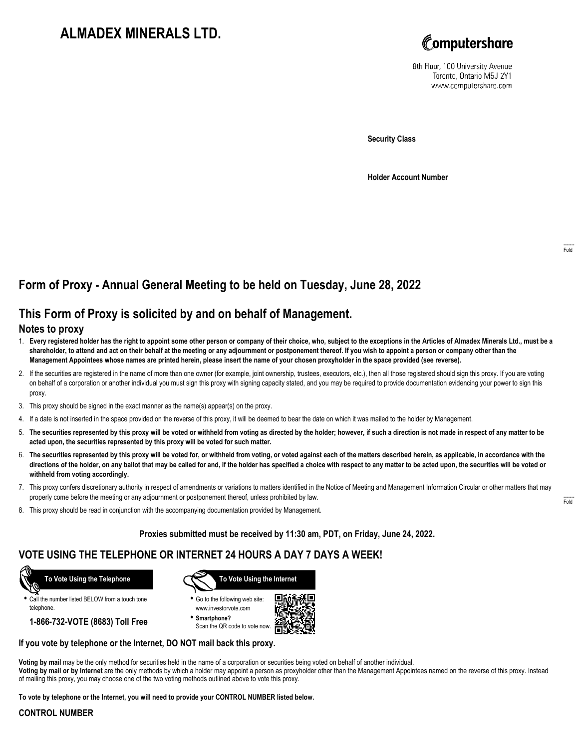# ALMADEX MINERALS LTD.

Computershare
8th Floor, 100 University Avenue
Toronto, Ontario M5J 2Y1
www.computershare.com

**Security Class**

**Holder Account Number**

## Form of Proxy - Annual General Meeting to be held on Tuesday, June 28, 2022

## This Form of Proxy is solicited by and on behalf of Management.

### Notes to proxy

1. **Every registered holder has the right to appoint some other person or company of their choice, who, subject to the exceptions in the Articles of Almadex Minerals Ltd., must be a shareholder, to attend and act on their behalf at the meeting or any adjournment or postponement thereof. If you wish to appoint a person or company other than the Management Appointees whose names are printed herein, please insert the name of your chosen proxyholder in the space provided (see reverse).**
2. If the securities are registered in the name of more than one owner (for example, joint ownership, trustees, executors, etc.), then all those registered should sign this proxy. If you are voting on behalf of a corporation or another individual you must sign this proxy with signing capacity stated, and you may be required to provide documentation evidencing your power to sign this proxy.
3. This proxy should be signed in the exact manner as the name(s) appear(s) on the proxy.
4. If a date is not inserted in the space provided on the reverse of this proxy, it will be deemed to bear the date on which it was mailed to the holder by Management.
5. **The securities represented by this proxy will be voted or withheld from voting as directed by the holder; however, if such a direction is not made in respect of any matter to be acted upon, the securities represented by this proxy will be voted for such matter.**
6. **The securities represented by this proxy will be voted for, or withheld from voting, or voted against each of the matters described herein, as applicable, in accordance with the directions of the holder, on any ballot that may be called for and, if the holder has specified a choice with respect to any matter to be acted upon, the securities will be voted or withheld from voting accordingly.**
7. This proxy confers discretionary authority in respect of amendments or variations to matters identified in the Notice of Meeting and Management Information Circular or other matters that may properly come before the meeting or any adjournment or postponement thereof, unless prohibited by law.
8. This proxy should be read in conjunction with the accompanying documentation provided by Management.

**Proxies submitted must be received by 11:30 am, PDT, on Friday, June 24, 2022.**

## VOTE USING THE TELEPHONE OR INTERNET 24 HOURS A DAY 7 DAYS A WEEK!

**To Vote Using the Telephone**

- Call the number listed BELOW from a touch tone telephone.

**1-866-732-VOTE (8683) Toll Free**

**To Vote Using the Internet**

- Go to the following web site: www.investorvote.com
- **Smartphone?** Scan the QR code to vote now.

**If you vote by telephone or the Internet, DO NOT mail back this proxy.**

**Voting by mail** may be the only method for securities held in the name of a corporation or securities being voted on behalf of another individual.
**Voting by mail or by Internet** are the only methods by which a holder may appoint a person as proxyholder other than the Management Appointees named on the reverse of this proxy. Instead of mailing this proxy, you may choose one of the two voting methods outlined above to vote this proxy.

**To vote by telephone or the Internet, you will need to provide your CONTROL NUMBER listed below.**

**CONTROL NUMBER**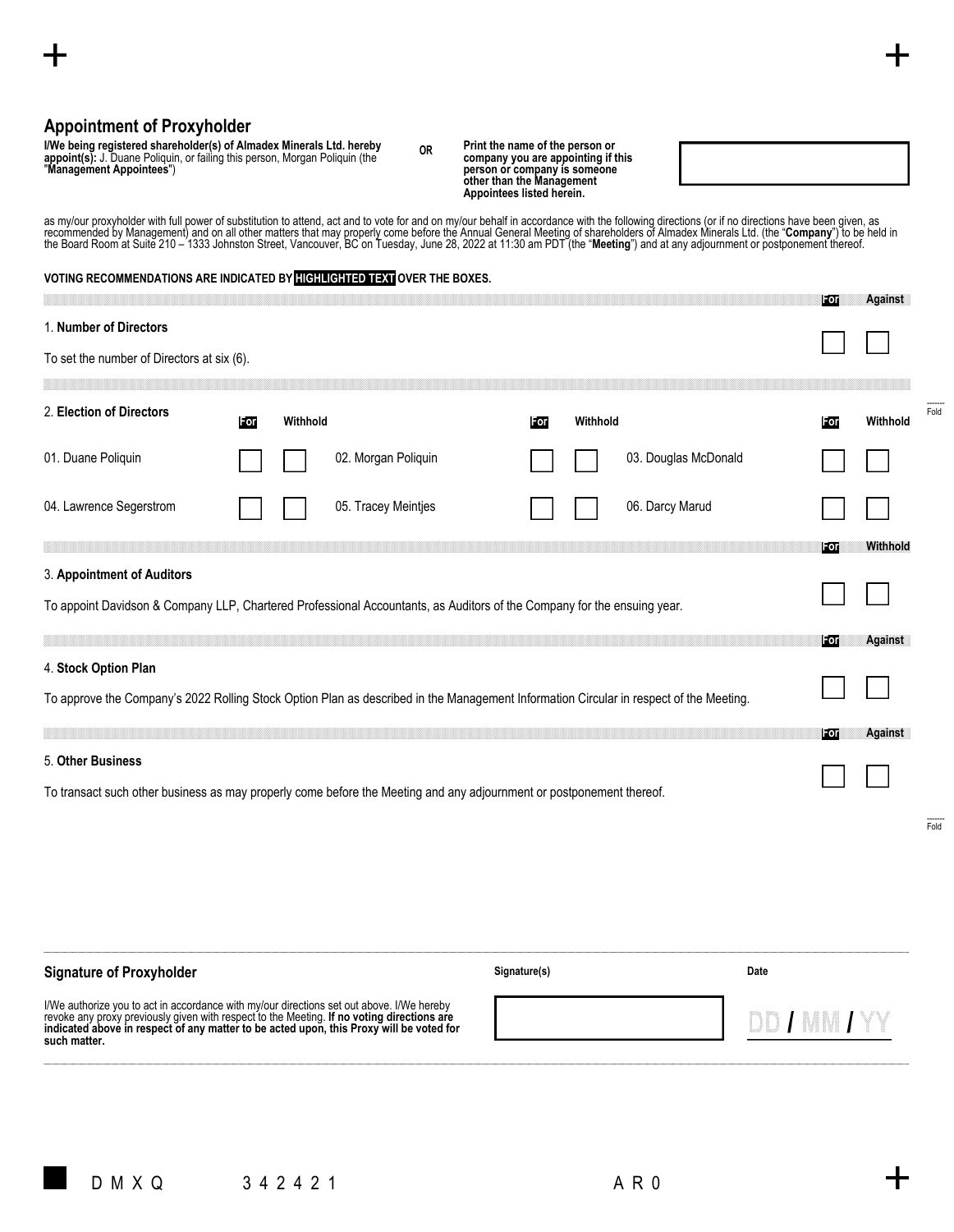## Appointment of Proxyholder

**I/We being registered shareholder(s) of Almadex Minerals Ltd. hereby appoint(s):** J. Duane Poliquin, or failing this person, Morgan Poliquin (the "**Management Appointees**")

**OR**

**Print the name of the person or company you are appointing if this person or company is someone other than the Management Appointees listed herein.**

as my/our proxyholder with full power of substitution to attend, act and to vote for and on my/our behalf in accordance with the following directions (or if no directions have been given, as recommended by Management) and on all other matters that may properly come before the Annual General Meeting of shareholders of Almadex Minerals Ltd. (the "**Company**") to be held in the Board Room at Suite 210 – 1333 Johnston Street, Vancouver, BC on Tuesday, June 28, 2022 at 11:30 am PDT (the "**Meeting**") and at any adjournment or postponement thereof.

**VOTING RECOMMENDATIONS ARE INDICATED BY HIGHLIGHTED TEXT OVER THE BOXES.**

| | For | Against |
|---|---|---|
| 1. **Number of Directors**<br>To set the number of Directors at six (6). | ☐ | ☐ |

2. **Election of Directors**

| | For | Withhold | | For | Withhold | | For | Withhold |
|---|---|---|---|---|---|---|---|---|
| 01. Duane Poliquin | ☐ | ☐ | 02. Morgan Poliquin | ☐ | ☐ | 03. Douglas McDonald | ☐ | ☐ |
| 04. Lawrence Segerstrom | ☐ | ☐ | 05. Tracey Meintjes | ☐ | ☐ | 06. Darcy Marud | ☐ | ☐ |

| | For | Withhold |
|---|---|---|
| 3. **Appointment of Auditors**<br>To appoint Davidson & Company LLP, Chartered Professional Accountants, as Auditors of the Company for the ensuing year. | ☐ | ☐ |

| | For | Against |
|---|---|---|
| 4. **Stock Option Plan**<br>To approve the Company's 2022 Rolling Stock Option Plan as described in the Management Information Circular in respect of the Meeting. | ☐ | ☐ |

| | For | Against |
|---|---|---|
| 5. **Other Business**<br>To transact such other business as may properly come before the Meeting and any adjournment or postponement thereof. | ☐ | ☐ |

Fold

Fold

### Signature of Proxyholder

I/We authorize you to act in accordance with my/our directions set out above. I/We hereby revoke any proxy previously given with respect to the Meeting. **If no voting directions are indicated above in respect of any matter to be acted upon, this Proxy will be voted for such matter.**

**Signature(s)**

**Date**

DD / MM / YY

D M X Q 3 4 2 4 2 1 A R 0